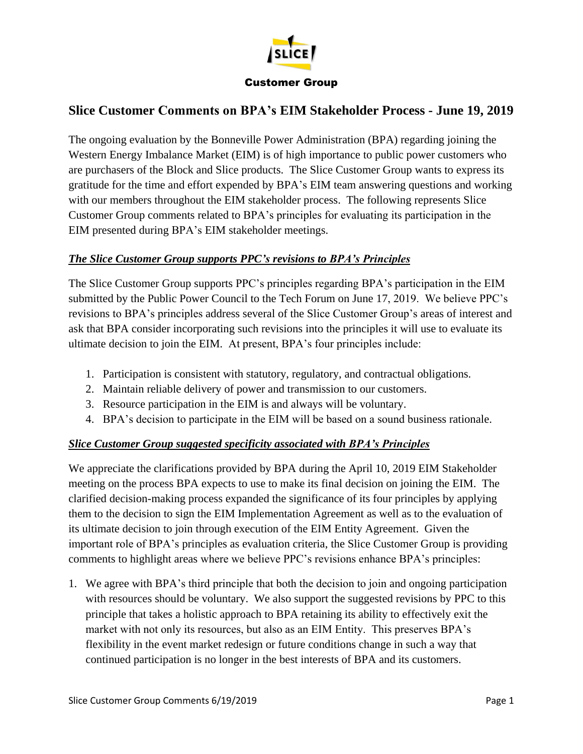SLICE

Customer Group

## Slice Customer Comments on BPA's EIM Stakeholder Process - June 19, 2019

The ongoing evaluation by the Bonneville Power Administration (BPA) regarding joining the Western Energy Imbalance Market (EIM) is of high importance to public power customers who are purchasers of the Block and Slice products. The Slice Customer Group wants to express its gratitude for the time and effort expended by BPA's EIM team answering questions and working with our members throughout the EIM stakeholder process. The following represents Slice Customer Group comments related to BPA's principles for evaluating its participation in the EIM presented during BPA's EIM stakeholder meetings.

### ***The Slice Customer Group supports PPC's revisions to BPA's Principles***

The Slice Customer Group supports PPC's principles regarding BPA's participation in the EIM submitted by the Public Power Council to the Tech Forum on June 17, 2019. We believe PPC's revisions to BPA's principles address several of the Slice Customer Group's areas of interest and ask that BPA consider incorporating such revisions into the principles it will use to evaluate its ultimate decision to join the EIM. At present, BPA's four principles include:

1. Participation is consistent with statutory, regulatory, and contractual obligations.
2. Maintain reliable delivery of power and transmission to our customers.
3. Resource participation in the EIM is and always will be voluntary.
4. BPA's decision to participate in the EIM will be based on a sound business rationale.

### ***Slice Customer Group suggested specificity associated with BPA's Principles***

We appreciate the clarifications provided by BPA during the April 10, 2019 EIM Stakeholder meeting on the process BPA expects to use to make its final decision on joining the EIM. The clarified decision-making process expanded the significance of its four principles by applying them to the decision to sign the EIM Implementation Agreement as well as to the evaluation of its ultimate decision to join through execution of the EIM Entity Agreement. Given the important role of BPA's principles as evaluation criteria, the Slice Customer Group is providing comments to highlight areas where we believe PPC's revisions enhance BPA's principles:

1. We agree with BPA's third principle that both the decision to join and ongoing participation with resources should be voluntary. We also support the suggested revisions by PPC to this principle that takes a holistic approach to BPA retaining its ability to effectively exit the market with not only its resources, but also as an EIM Entity. This preserves BPA's flexibility in the event market redesign or future conditions change in such a way that continued participation is no longer in the best interests of BPA and its customers.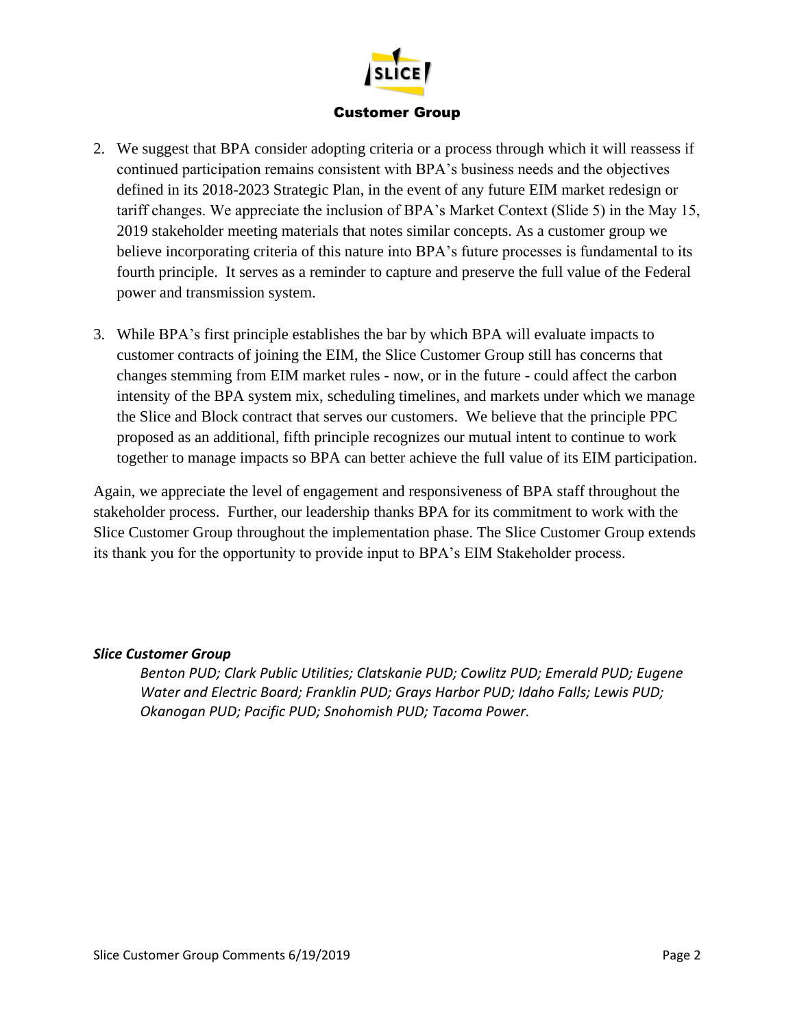2. We suggest that BPA consider adopting criteria or a process through which it will reassess if continued participation remains consistent with BPA's business needs and the objectives defined in its 2018-2023 Strategic Plan, in the event of any future EIM market redesign or tariff changes. We appreciate the inclusion of BPA's Market Context (Slide 5) in the May 15, 2019 stakeholder meeting materials that notes similar concepts. As a customer group we believe incorporating criteria of this nature into BPA's future processes is fundamental to its fourth principle. It serves as a reminder to capture and preserve the full value of the Federal power and transmission system.

3. While BPA's first principle establishes the bar by which BPA will evaluate impacts to customer contracts of joining the EIM, the Slice Customer Group still has concerns that changes stemming from EIM market rules - now, or in the future - could affect the carbon intensity of the BPA system mix, scheduling timelines, and markets under which we manage the Slice and Block contract that serves our customers. We believe that the principle PPC proposed as an additional, fifth principle recognizes our mutual intent to continue to work together to manage impacts so BPA can better achieve the full value of its EIM participation.

Again, we appreciate the level of engagement and responsiveness of BPA staff throughout the stakeholder process. Further, our leadership thanks BPA for its commitment to work with the Slice Customer Group throughout the implementation phase. The Slice Customer Group extends its thank you for the opportunity to provide input to BPA's EIM Stakeholder process.

***Slice Customer Group***

*Benton PUD; Clark Public Utilities; Clatskanie PUD; Cowlitz PUD; Emerald PUD; Eugene Water and Electric Board; Franklin PUD; Grays Harbor PUD; Idaho Falls; Lewis PUD; Okanogan PUD; Pacific PUD; Snohomish PUD; Tacoma Power.*